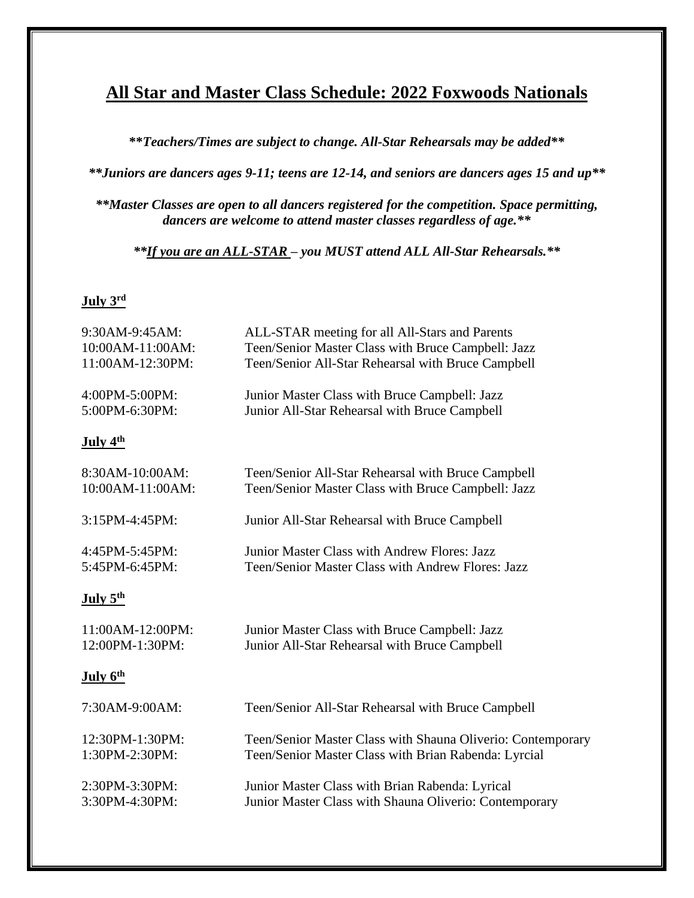# All Star and Master Class Schedule: 2022 Foxwoods Nationals

***\*\*Teachers/Times are subject to change. All-Star Rehearsals may be added\*\****

***\*\*Juniors are dancers ages 9-11; teens are 12-14, and seniors are dancers ages 15 and up\*\****

***\*\*Master Classes are open to all dancers registered for the competition. Space permitting, dancers are welcome to attend master classes regardless of age.\*\****

***\*\*<u>If you are an ALL-STAR</u> – you MUST attend ALL All-Star Rehearsals.\*\****

## July 3rd

9:30AM-9:45AM: ALL-STAR meeting for all All-Stars and Parents
10:00AM-11:00AM: Teen/Senior Master Class with Bruce Campbell: Jazz
11:00AM-12:30PM: Teen/Senior All-Star Rehearsal with Bruce Campbell

4:00PM-5:00PM: Junior Master Class with Bruce Campbell: Jazz
5:00PM-6:30PM: Junior All-Star Rehearsal with Bruce Campbell

## July 4th

8:30AM-10:00AM: Teen/Senior All-Star Rehearsal with Bruce Campbell
10:00AM-11:00AM: Teen/Senior Master Class with Bruce Campbell: Jazz

3:15PM-4:45PM: Junior All-Star Rehearsal with Bruce Campbell

4:45PM-5:45PM: Junior Master Class with Andrew Flores: Jazz
5:45PM-6:45PM: Teen/Senior Master Class with Andrew Flores: Jazz

## July 5th

11:00AM-12:00PM: Junior Master Class with Bruce Campbell: Jazz
12:00PM-1:30PM: Junior All-Star Rehearsal with Bruce Campbell

## July 6th

7:30AM-9:00AM: Teen/Senior All-Star Rehearsal with Bruce Campbell

12:30PM-1:30PM: Teen/Senior Master Class with Shauna Oliverio: Contemporary
1:30PM-2:30PM: Teen/Senior Master Class with Brian Rabenda: Lyrcial

2:30PM-3:30PM: Junior Master Class with Brian Rabenda: Lyrical
3:30PM-4:30PM: Junior Master Class with Shauna Oliverio: Contemporary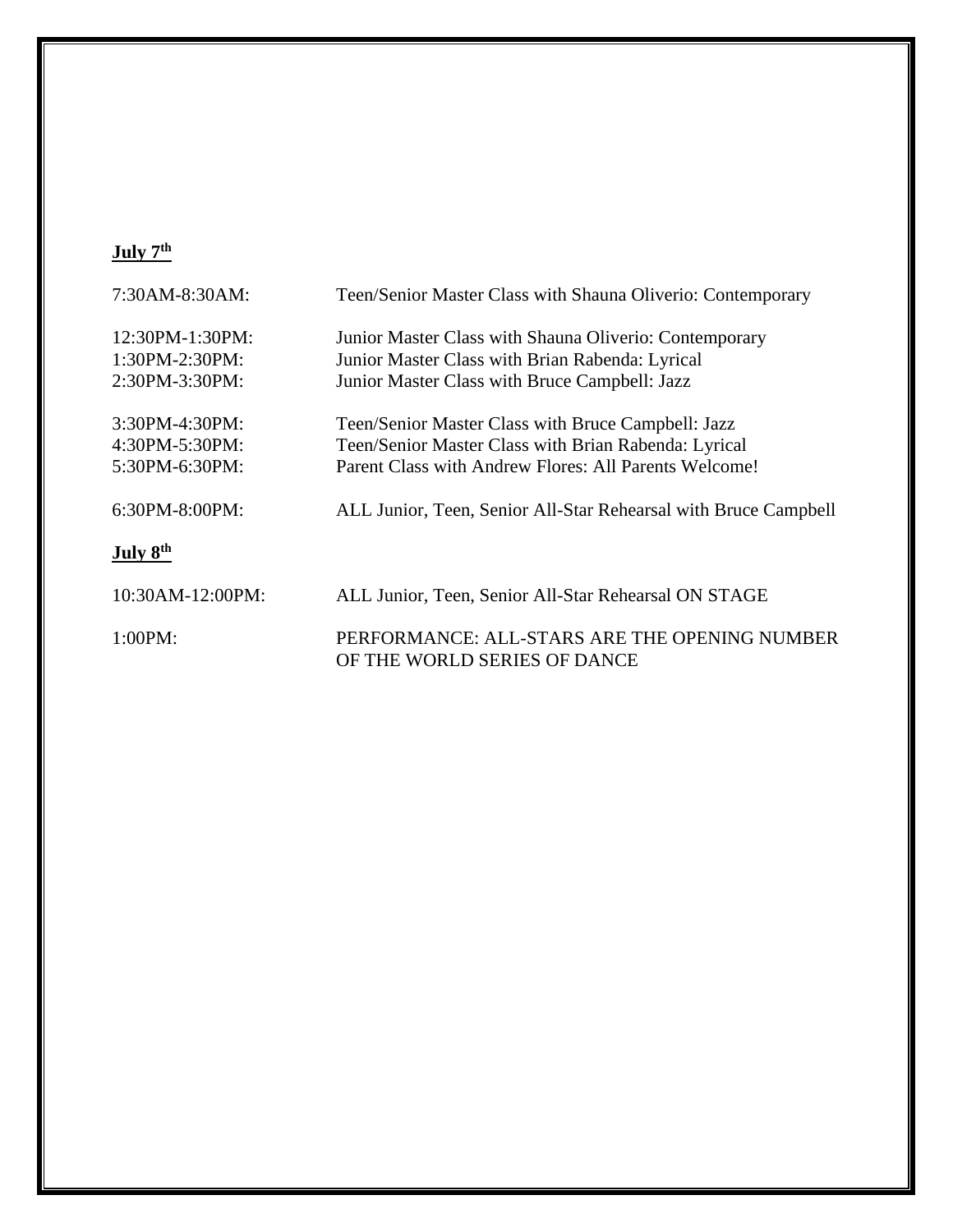**July 7th**

7:30AM-8:30AM: Teen/Senior Master Class with Shauna Oliverio: Contemporary

12:30PM-1:30PM: Junior Master Class with Shauna Oliverio: Contemporary
1:30PM-2:30PM: Junior Master Class with Brian Rabenda: Lyrical
2:30PM-3:30PM: Junior Master Class with Bruce Campbell: Jazz

3:30PM-4:30PM: Teen/Senior Master Class with Bruce Campbell: Jazz
4:30PM-5:30PM: Teen/Senior Master Class with Brian Rabenda: Lyrical
5:30PM-6:30PM: Parent Class with Andrew Flores: All Parents Welcome!

6:30PM-8:00PM: ALL Junior, Teen, Senior All-Star Rehearsal with Bruce Campbell

**July 8th**

10:30AM-12:00PM: ALL Junior, Teen, Senior All-Star Rehearsal ON STAGE

1:00PM: PERFORMANCE: ALL-STARS ARE THE OPENING NUMBER OF THE WORLD SERIES OF DANCE